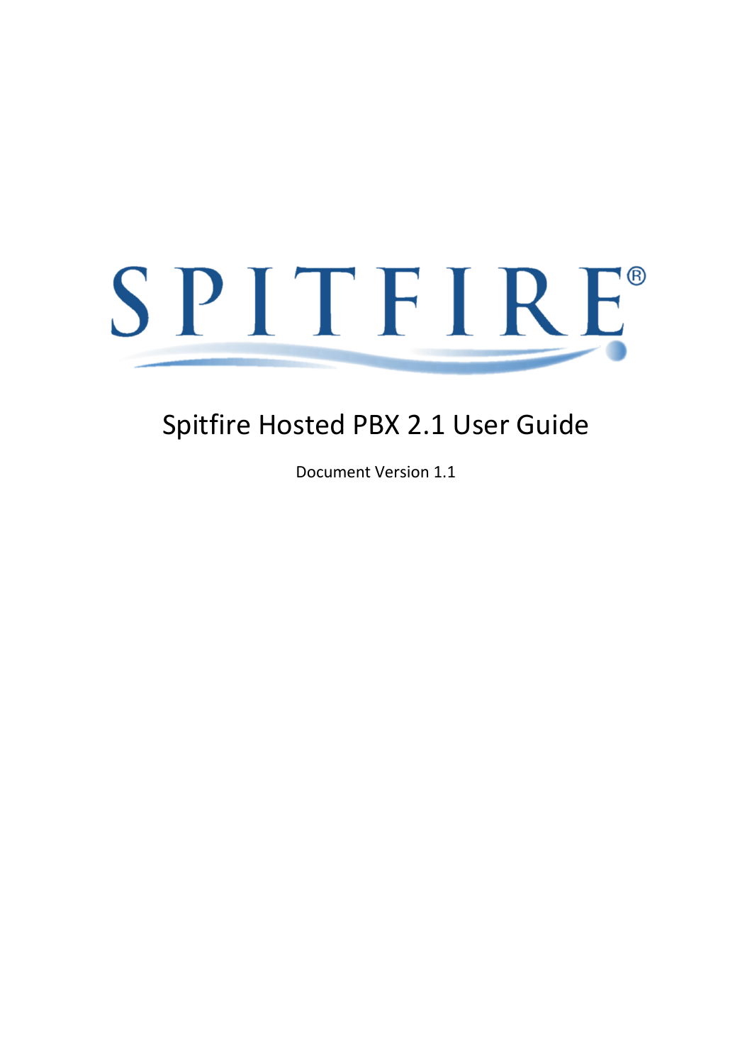SPITFIRE®

# Spitfire Hosted PBX 2.1 User Guide

Document Version 1.1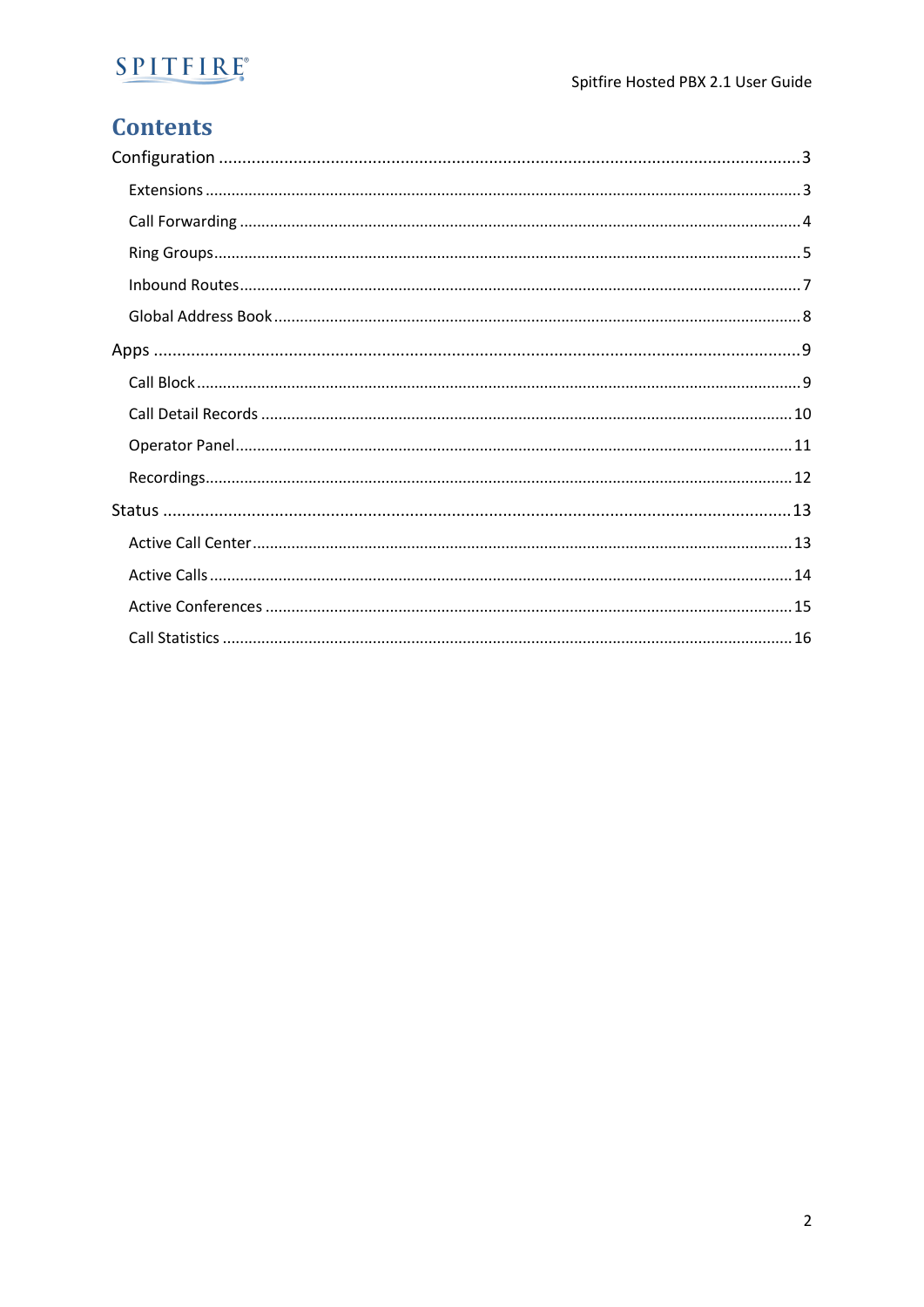# Contents

Configuration ........................................................................................................... 3

- Extensions ........................................................................................................... 3
- Call Forwarding ................................................................................................... 4
- Ring Groups ......................................................................................................... 5
- Inbound Routes .................................................................................................... 7
- Global Address Book ............................................................................................ 8

Apps ........................................................................................................................ 9

- Call Block ............................................................................................................. 9
- Call Detail Records .............................................................................................. 10
- Operator Panel ..................................................................................................... 11
- Recordings ........................................................................................................... 12

Status ...................................................................................................................... 13

- Active Call Center ................................................................................................ 13
- Active Calls .......................................................................................................... 14
- Active Conferences .............................................................................................. 15
- Call Statistics ....................................................................................................... 16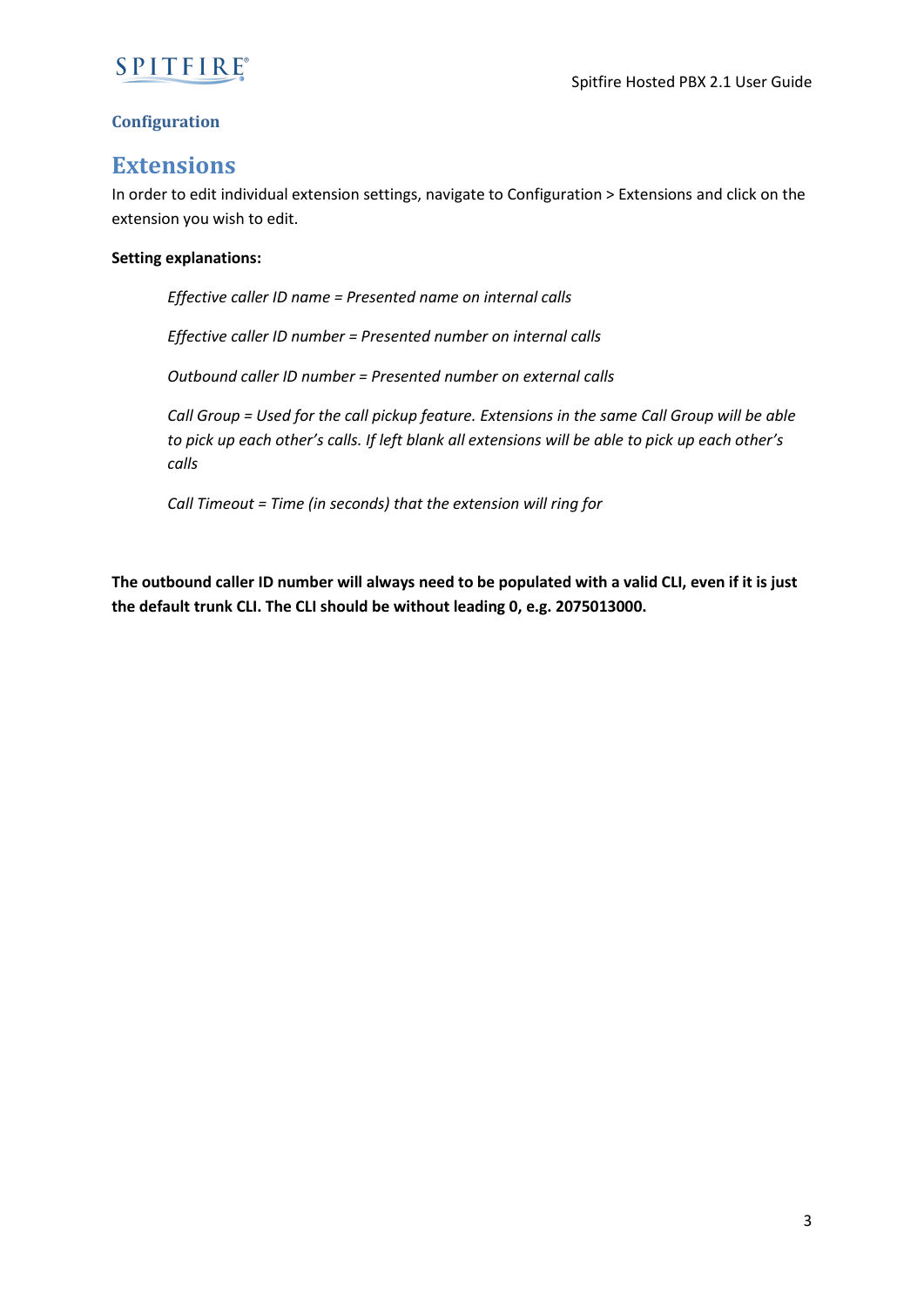### Configuration

## Extensions

In order to edit individual extension settings, navigate to Configuration > Extensions and click on the extension you wish to edit.

**Setting explanations:**

*Effective caller ID name = Presented name on internal calls*

*Effective caller ID number = Presented number on internal calls*

*Outbound caller ID number = Presented number on external calls*

*Call Group = Used for the call pickup feature. Extensions in the same Call Group will be able to pick up each other's calls. If left blank all extensions will be able to pick up each other's calls*

*Call Timeout = Time (in seconds) that the extension will ring for*

**The outbound caller ID number will always need to be populated with a valid CLI, even if it is just the default trunk CLI. The CLI should be without leading 0, e.g. 2075013000.**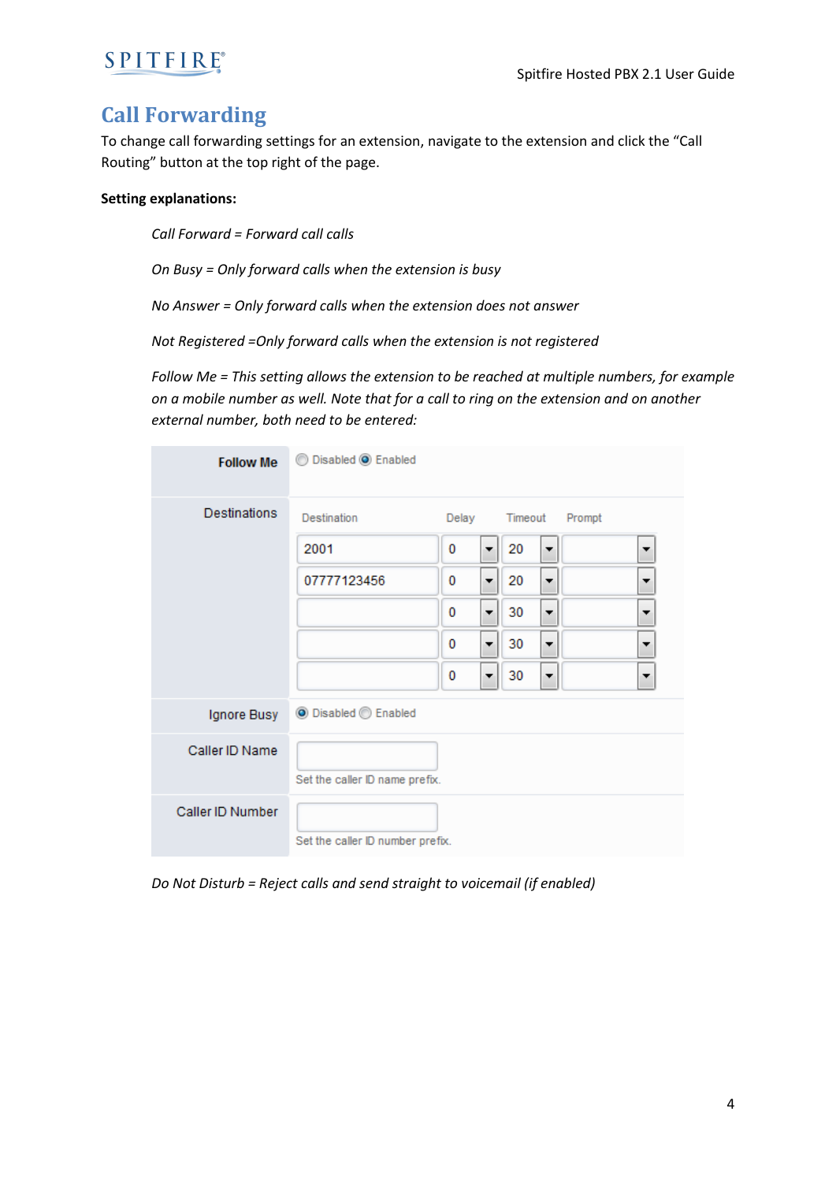# Call Forwarding

To change call forwarding settings for an extension, navigate to the extension and click the "Call Routing" button at the top right of the page.

**Setting explanations:**

*Call Forward = Forward call calls*

*On Busy = Only forward calls when the extension is busy*

*No Answer = Only forward calls when the extension does not answer*

*Not Registered =Only forward calls when the extension is not registered*

*Follow Me = This setting allows the extension to be reached at multiple numbers, for example on a mobile number as well. Note that for a call to ring on the extension and on another external number, both need to be entered:*

**Follow Me** ○ Disabled ◉ Enabled

**Destinations**

| Destination | Delay | Timeout | Prompt |
|---|---|---|---|
| 2001 | 0 | 20 | |
| 07777123456 | 0 | 20 | |
| | 0 | 30 | |
| | 0 | 30 | |
| | 0 | 30 | |

**Ignore Busy** ◉ Disabled ○ Enabled

**Caller ID Name**
Set the caller ID name prefix.

**Caller ID Number**
Set the caller ID number prefix.

*Do Not Disturb = Reject calls and send straight to voicemail (if enabled)*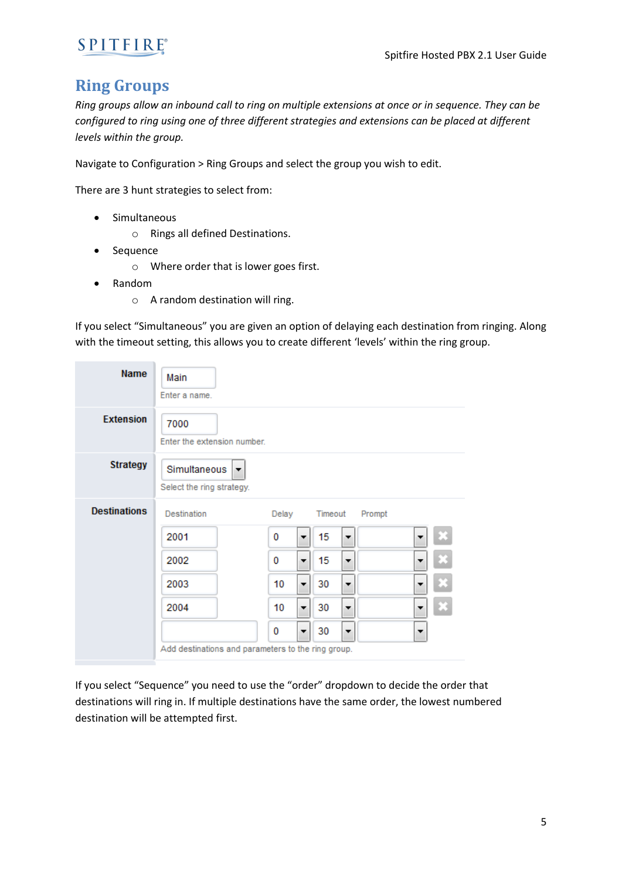# Ring Groups

*Ring groups allow an inbound call to ring on multiple extensions at once or in sequence. They can be configured to ring using one of three different strategies and extensions can be placed at different levels within the group.*

Navigate to Configuration > Ring Groups and select the group you wish to edit.

There are 3 hunt strategies to select from:

- Simultaneous
  - Rings all defined Destinations.
- Sequence
  - Where order that is lower goes first.
- Random
  - A random destination will ring.

If you select "Simultaneous" you are given an option of delaying each destination from ringing. Along with the timeout setting, this allows you to create different 'levels' within the ring group.

| | |
|---|---|
| **Name** | Main<br>Enter a name. |
| **Extension** | 7000<br>Enter the extension number. |
| **Strategy** | Simultaneous<br>Select the ring strategy. |
| **Destinations** | |

| Destination | Delay | Timeout | Prompt |
|---|---|---|---|
| 2001 | 0 | 15 | |
| 2002 | 0 | 15 | |
| 2003 | 10 | 30 | |
| 2004 | 10 | 30 | |
| | 0 | 30 | |

Add destinations and parameters to the ring group.

If you select "Sequence" you need to use the "order" dropdown to decide the order that destinations will ring in. If multiple destinations have the same order, the lowest numbered destination will be attempted first.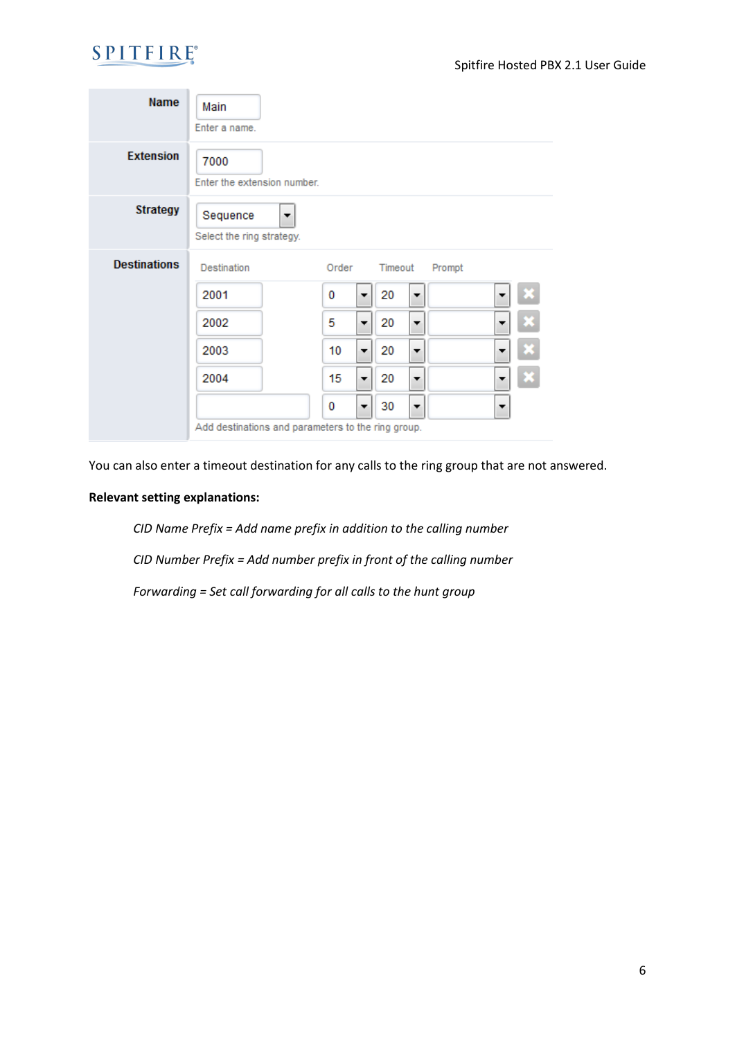| Name | Main<br>Enter a name. | | | |
|---|---|---|---|---|
| **Extension** | 7000<br>Enter the extension number. | | | |
| **Strategy** | Sequence<br>Select the ring strategy. | | | |
| **Destinations** | Destination | Order | Timeout | Prompt |
| | 2001 | 0 | 20 | |
| | 2002 | 5 | 20 | |
| | 2003 | 10 | 20 | |
| | 2004 | 15 | 20 | |
| | | 0 | 30 | |
| | Add destinations and parameters to the ring group. | | | |

You can also enter a timeout destination for any calls to the ring group that are not answered.

**Relevant setting explanations:**

*CID Name Prefix = Add name prefix in addition to the calling number*

*CID Number Prefix = Add number prefix in front of the calling number*

*Forwarding = Set call forwarding for all calls to the hunt group*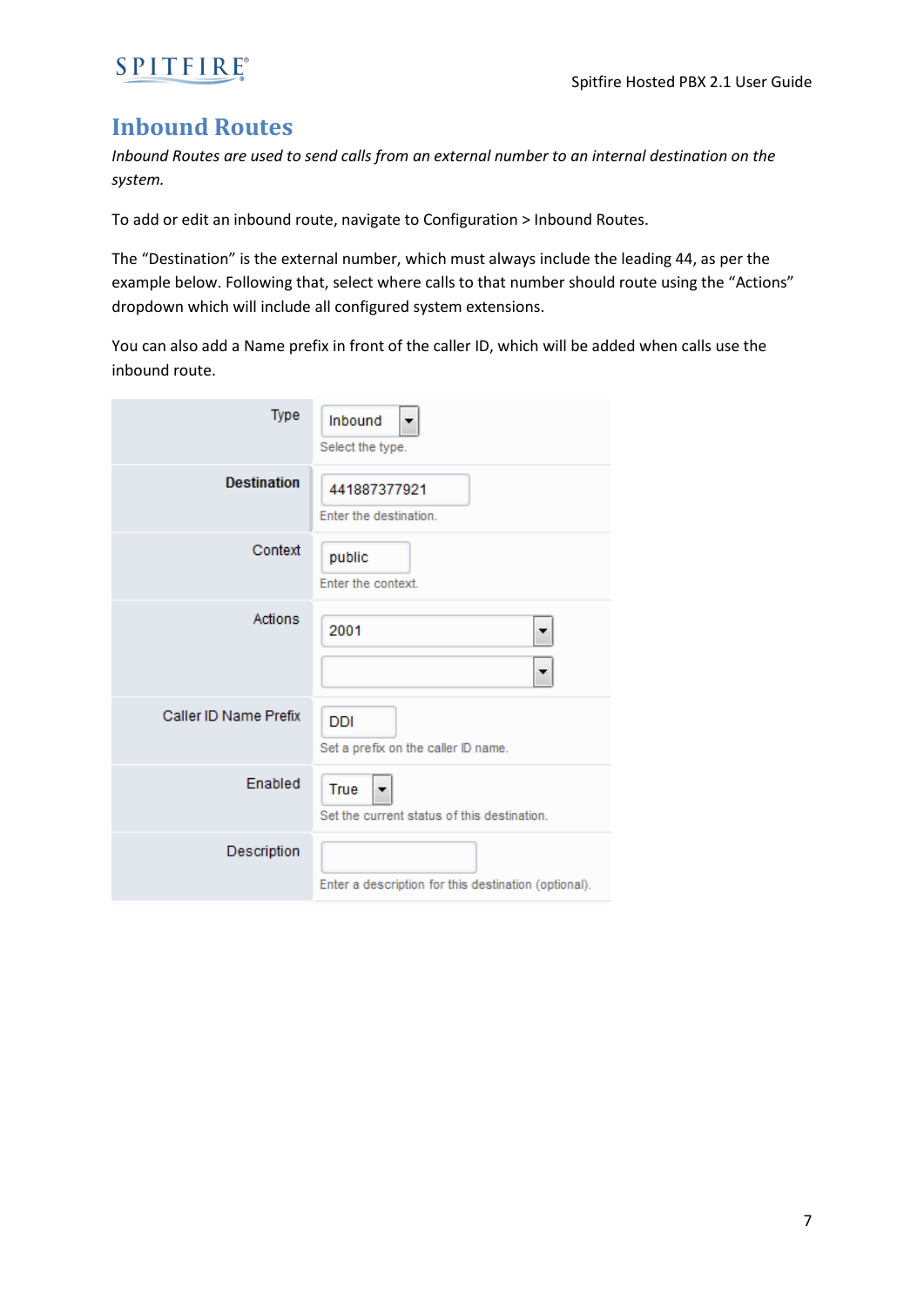# Inbound Routes

*Inbound Routes are used to send calls from an external number to an internal destination on the system.*

To add or edit an inbound route, navigate to Configuration > Inbound Routes.

The "Destination" is the external number, which must always include the leading 44, as per the example below. Following that, select where calls to that number should route using the "Actions" dropdown which will include all configured system extensions.

You can also add a Name prefix in front of the caller ID, which will be added when calls use the inbound route.

| Field | Value |
|---|---|
| Type | Inbound<br>Select the type. |
| **Destination** | 441887377921<br>Enter the destination. |
| Context | public<br>Enter the context. |
| Actions | 2001 |
| Caller ID Name Prefix | DDI<br>Set a prefix on the caller ID name. |
| Enabled | True<br>Set the current status of this destination. |
| Description | Enter a description for this destination (optional). |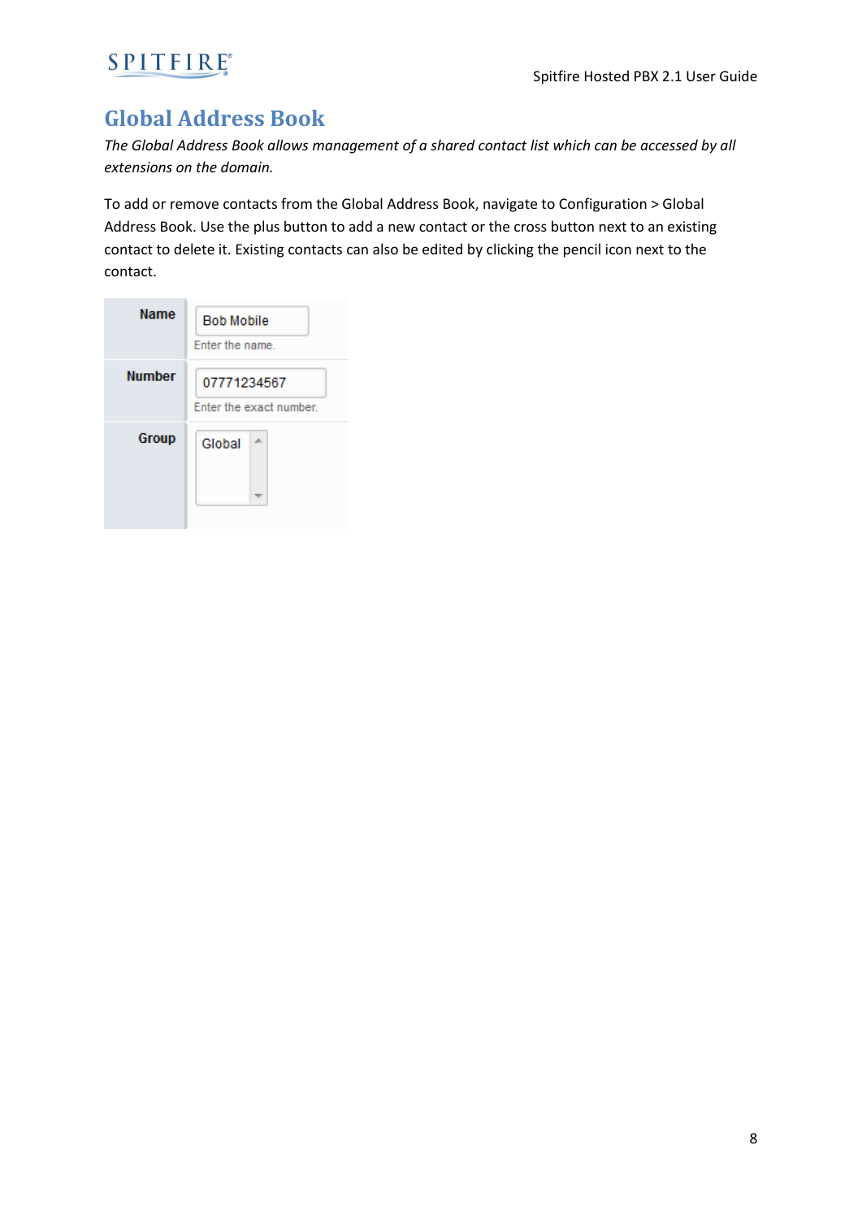# Global Address Book

*The Global Address Book allows management of a shared contact list which can be accessed by all extensions on the domain.*

To add or remove contacts from the Global Address Book, navigate to Configuration > Global Address Book. Use the plus button to add a new contact or the cross button next to an existing contact to delete it. Existing contacts can also be edited by clicking the pencil icon next to the contact.

| | |
|---|---|
| **Name** | Bob Mobile<br>Enter the name. |
| **Number** | 07771234567<br>Enter the exact number. |
| **Group** | Global |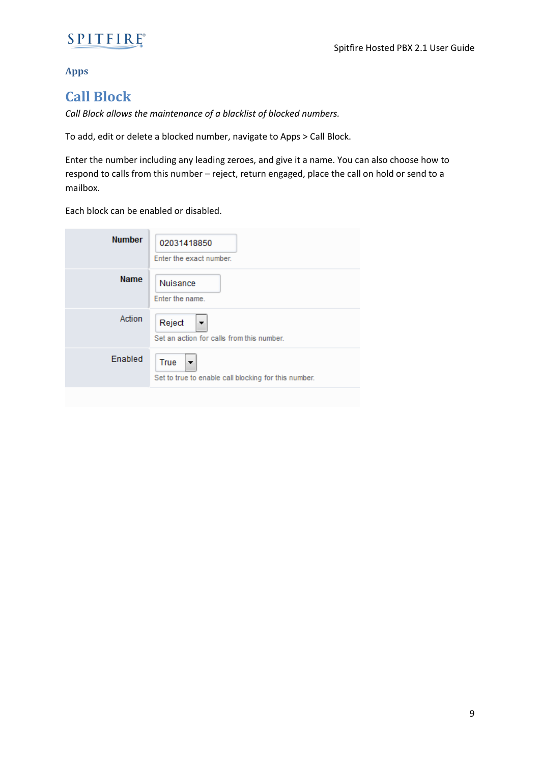## Apps

# Call Block

*Call Block allows the maintenance of a blacklist of blocked numbers.*

To add, edit or delete a blocked number, navigate to Apps > Call Block.

Enter the number including any leading zeroes, and give it a name. You can also choose how to respond to calls from this number – reject, return engaged, place the call on hold or send to a mailbox.

Each block can be enabled or disabled.

| | |
|---|---|
| **Number** | 02031418850<br>Enter the exact number. |
| **Name** | Nuisance<br>Enter the name. |
| Action | Reject<br>Set an action for calls from this number. |
| Enabled | True<br>Set to true to enable call blocking for this number. |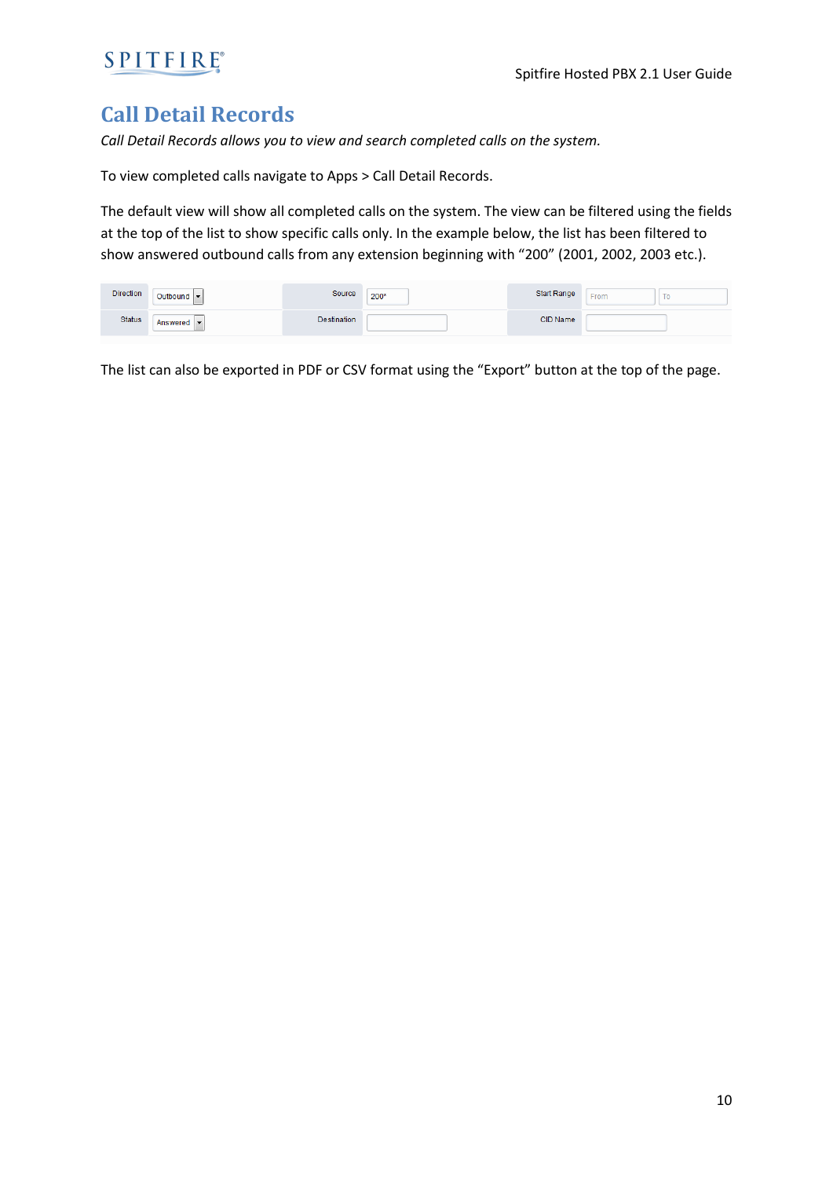# Call Detail Records

*Call Detail Records allows you to view and search completed calls on the system.*

To view completed calls navigate to Apps > Call Detail Records.

The default view will show all completed calls on the system. The view can be filtered using the fields at the top of the list to show specific calls only. In the example below, the list has been filtered to show answered outbound calls from any extension beginning with “200” (2001, 2002, 2003 etc.).

| Direction | Outbound | Source | 200* | Start Range | From | To |
|---|---|---|---|---|---|---|
| Status | Answered | Destination | | CID Name | | |

The list can also be exported in PDF or CSV format using the “Export” button at the top of the page.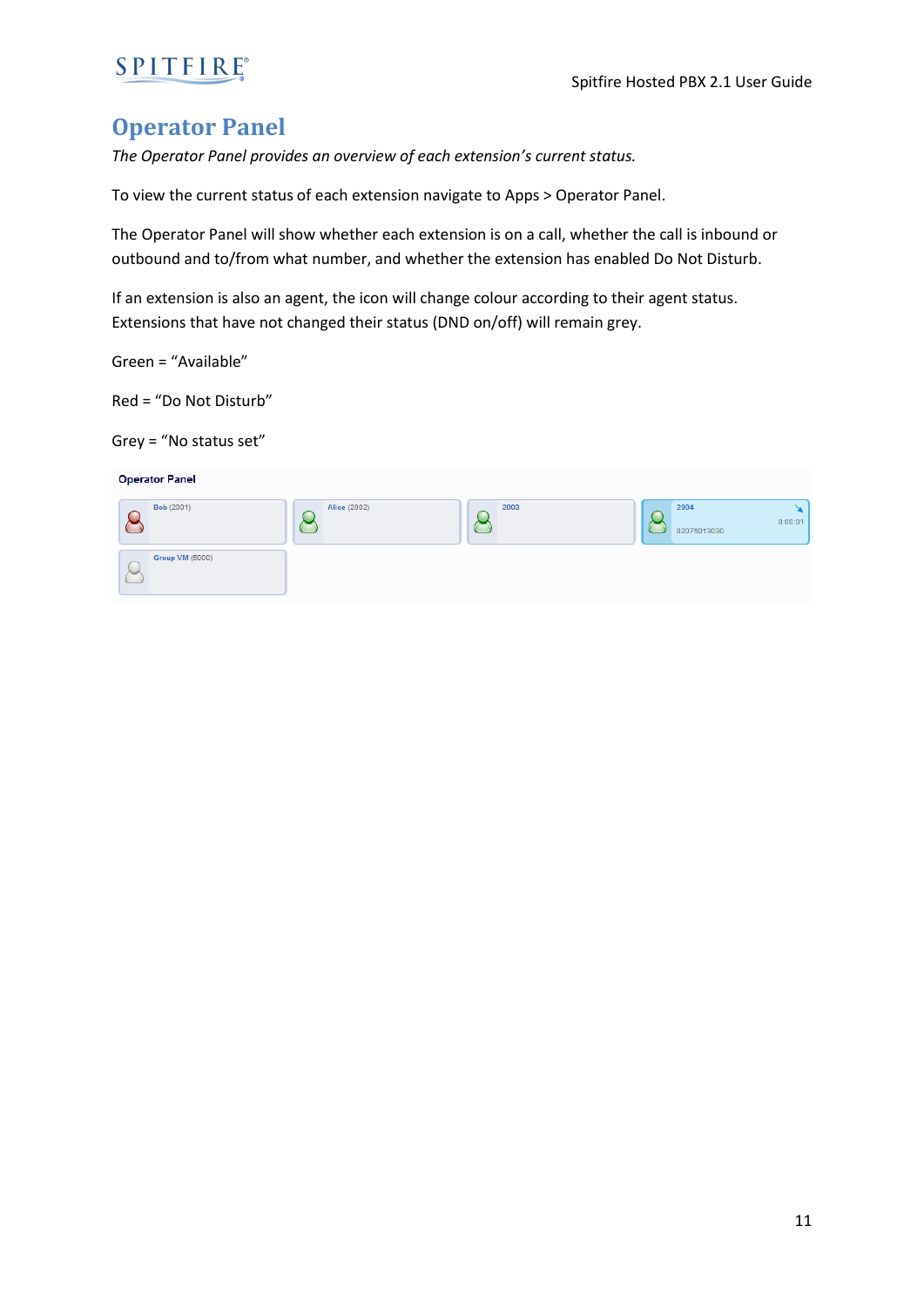# Operator Panel

*The Operator Panel provides an overview of each extension's current status.*

To view the current status of each extension navigate to Apps > Operator Panel.

The Operator Panel will show whether each extension is on a call, whether the call is inbound or outbound and to/from what number, and whether the extension has enabled Do Not Disturb.

If an extension is also an agent, the icon will change colour according to their agent status. Extensions that have not changed their status (DND on/off) will remain grey.

Green = "Available"

Red = "Do Not Disturb"

Grey = "No status set"

Operator Panel

Bob (2001)

Alice (2002)

2003

2004
0:00:01
02075013030

Group VM (5000)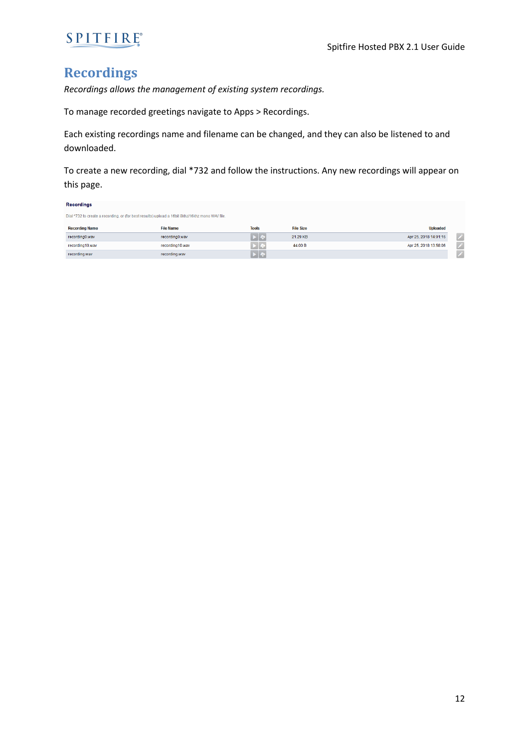# Recordings

*Recordings allows the management of existing system recordings.*

To manage recorded greetings navigate to Apps > Recordings.

Each existing recordings name and filename can be changed, and they can also be listened to and downloaded.

To create a new recording, dial *732 and follow the instructions. Any new recordings will appear on this page.

**Recordings**

Dial *732 to create a recording, or (for best results) upload a 16bit 8khz/16khz mono WAV file.

| Recording Name | File Name | Tools | File Size | Uploaded |
|---|---|---|---|---|
| recording0.wav | recording0.wav | | 21.29 KB | Apr 25, 2018 14:01:16 |
| recording10.wav | recording10.wav | | 44.00 B | Apr 25, 2018 13:58:06 |
| recording.wav | recording.wav | | | |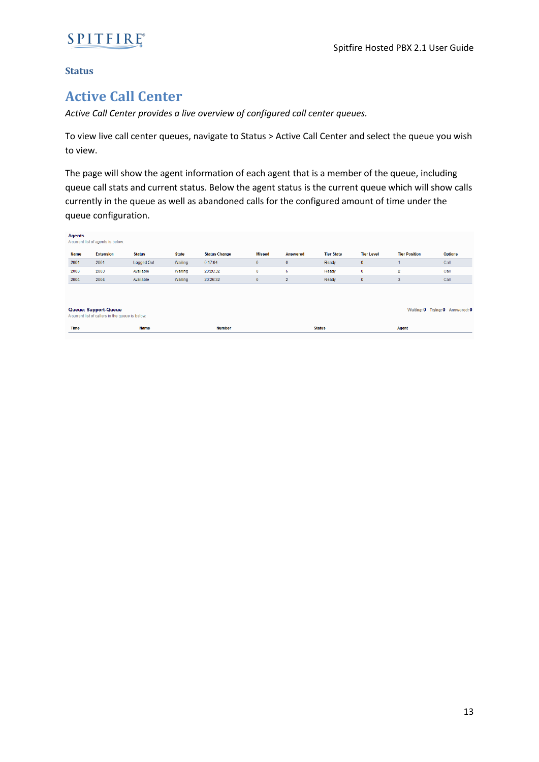**Status**

# Active Call Center

*Active Call Center provides a live overview of configured call center queues.*

To view live call center queues, navigate to Status > Active Call Center and select the queue you wish to view.

The page will show the agent information of each agent that is a member of the queue, including queue call stats and current status. Below the agent status is the current queue which will show calls currently in the queue as well as abandoned calls for the configured amount of time under the queue configuration.

**Agents**
A current list of agents is below.

| Name | Extension | Status | State | Status Change | Missed | Answered | Tier State | Tier Level | Tier Position | Options |
|---|---|---|---|---|---|---|---|---|---|---|
| 2001 | 2001 | Logged Out | Waiting | 0:17:04 | 0 | 0 | Ready | 0 | 1 | Call |
| 2003 | 2003 | Available | Waiting | 20:26:32 | 0 | 6 | Ready | 0 | 2 | Call |
| 2004 | 2004 | Available | Waiting | 20:26:32 | 0 | 2 | Ready | 0 | 3 | Call |

**Queue: Support-Queue**
A current list of callers in the queue is below

Waiting: 0 Trying: 0 Answered: 0

| Time | Name | Number | Status | Agent |
|---|---|---|---|---|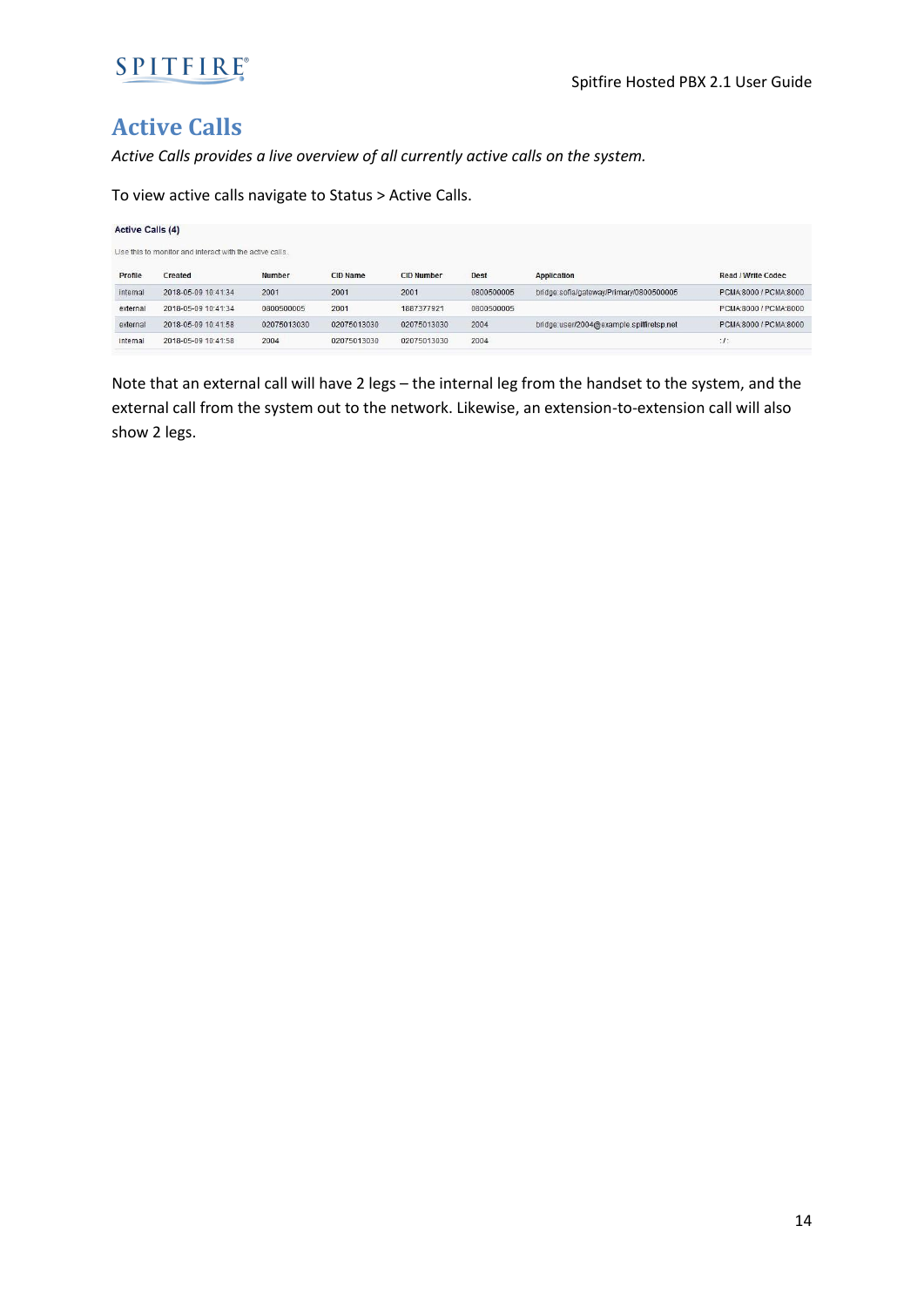# Active Calls

*Active Calls provides a live overview of all currently active calls on the system.*

To view active calls navigate to Status > Active Calls.

**Active Calls (4)**

Use this to monitor and interact with the active calls.

| Profile | Created | Number | CID Name | CID Number | Dest | Application | Read / Write Codec |
|---|---|---|---|---|---|---|---|
| internal | 2018-05-09 10:41:34 | 2001 | 2001 | 2001 | 0800500005 | bridge:sofia/gateway/Primary/0800500005 | PCMA:8000 / PCMA:8000 |
| external | 2018-05-09 10:41:34 | 0800500005 | 2001 | 1887377921 | 0800500005 | | PCMA:8000 / PCMA:8000 |
| external | 2018-05-09 10:41:58 | 02075013030 | 02075013030 | 02075013030 | 2004 | bridge:user/2004@example.spitfiretsp.net | PCMA:8000 / PCMA:8000 |
| internal | 2018-05-09 10:41:58 | 2004 | 02075013030 | 02075013030 | 2004 | | : / : |

Note that an external call will have 2 legs – the internal leg from the handset to the system, and the external call from the system out to the network. Likewise, an extension-to-extension call will also show 2 legs.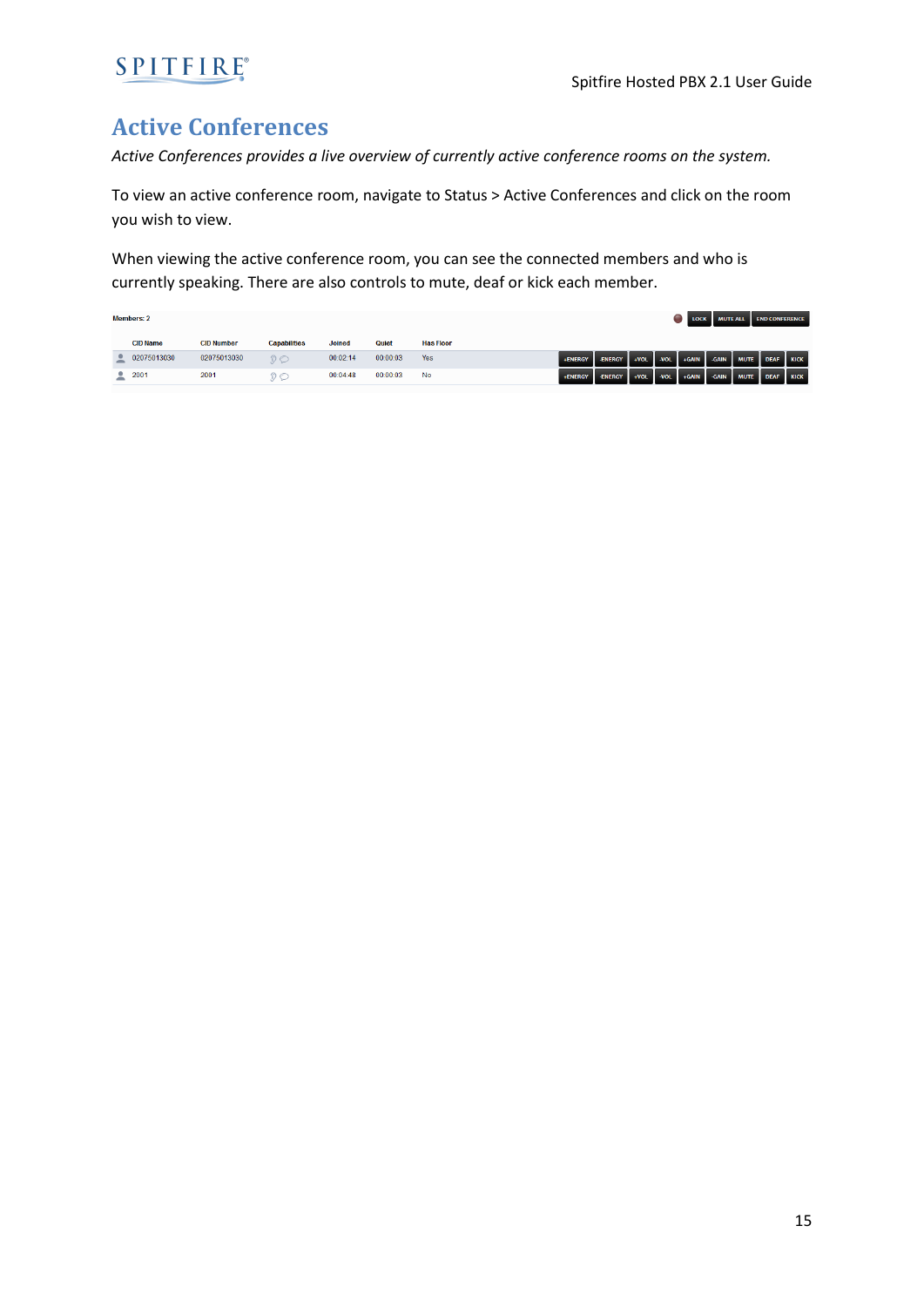# Active Conferences

*Active Conferences provides a live overview of currently active conference rooms on the system.*

To view an active conference room, navigate to Status > Active Conferences and click on the room you wish to view.

When viewing the active conference room, you can see the connected members and who is currently speaking. There are also controls to mute, deaf or kick each member.

Members: 2

LOCK | MUTE ALL | END CONFERENCE

| | CID Name | CID Number | Capabilities | Joined | Quiet | Has Floor | |
|---|---|---|---|---|---|---|---|
| | 02075013030 | 02075013030 | | 00:02:14 | 00:00:03 | Yes | +ENERGY -ENERGY +VOL -VOL +GAIN -GAIN MUTE DEAF KICK |
| | 2001 | 2001 | | 00:04:48 | 00:00:03 | No | +ENERGY -ENERGY +VOL -VOL +GAIN -GAIN MUTE DEAF KICK |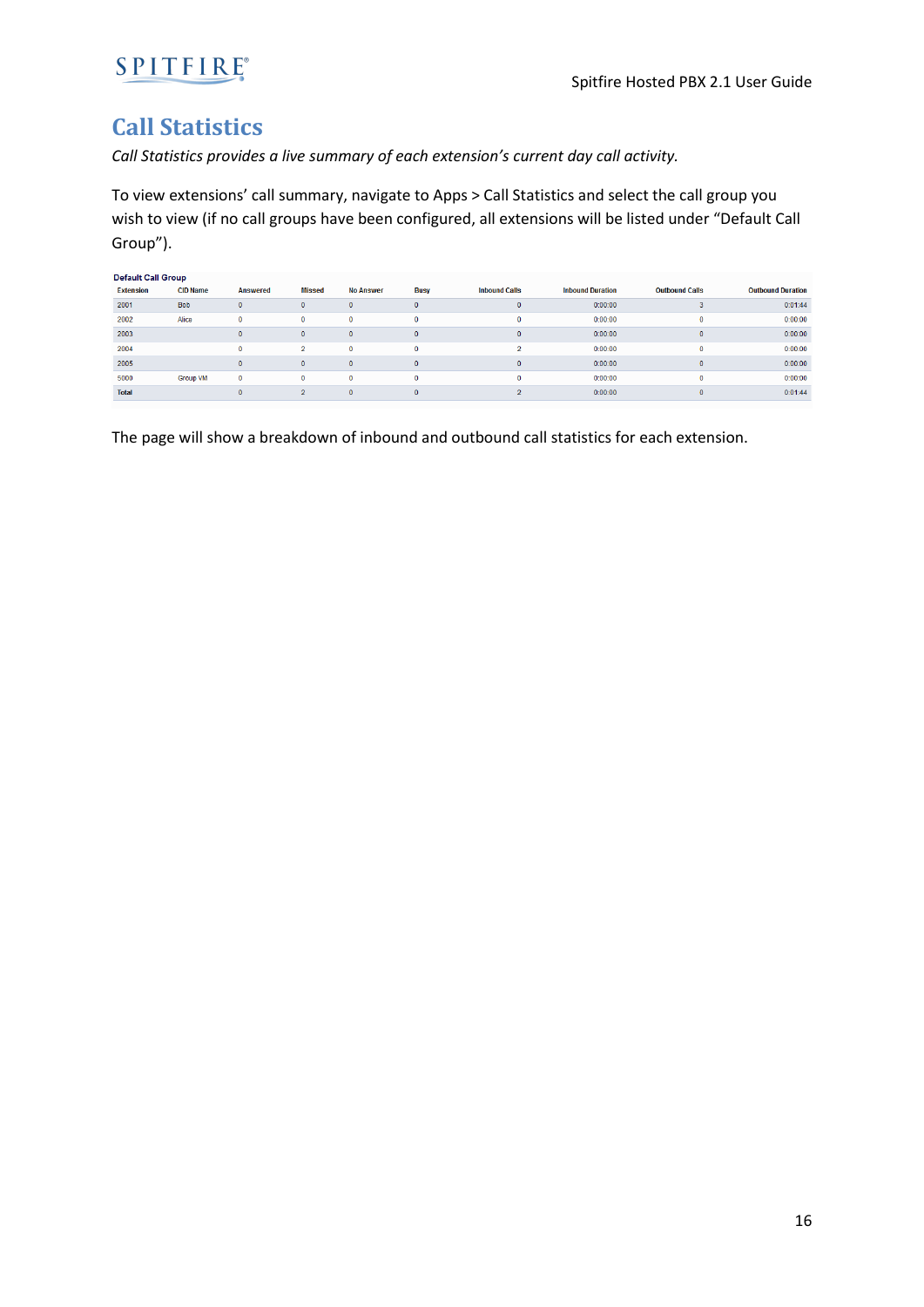# Call Statistics

*Call Statistics provides a live summary of each extension's current day call activity.*

To view extensions' call summary, navigate to Apps > Call Statistics and select the call group you wish to view (if no call groups have been configured, all extensions will be listed under "Default Call Group").

**Default Call Group**

| Extension | CID Name | Answered | Missed | No Answer | Busy | Inbound Calls | Inbound Duration | Outbound Calls | Outbound Duration |
|---|---|---|---|---|---|---|---|---|---|
| 2001 | Bob | 0 | 0 | 0 | 0 | 0 | 0:00:00 | 3 | 0:01:44 |
| 2002 | Alice | 0 | 0 | 0 | 0 | 0 | 0:00:00 | 0 | 0:00:00 |
| 2003 | | 0 | 0 | 0 | 0 | 0 | 0:00:00 | 0 | 0:00:00 |
| 2004 | | 0 | 2 | 0 | 0 | 2 | 0:00:00 | 0 | 0:00:00 |
| 2005 | | 0 | 0 | 0 | 0 | 0 | 0:00:00 | 0 | 0:00:00 |
| 5000 | Group VM | 0 | 0 | 0 | 0 | 0 | 0:00:00 | 0 | 0:00:00 |
| Total | | 0 | 2 | 0 | 0 | 2 | 0:00:00 | 0 | 0:01:44 |

The page will show a breakdown of inbound and outbound call statistics for each extension.